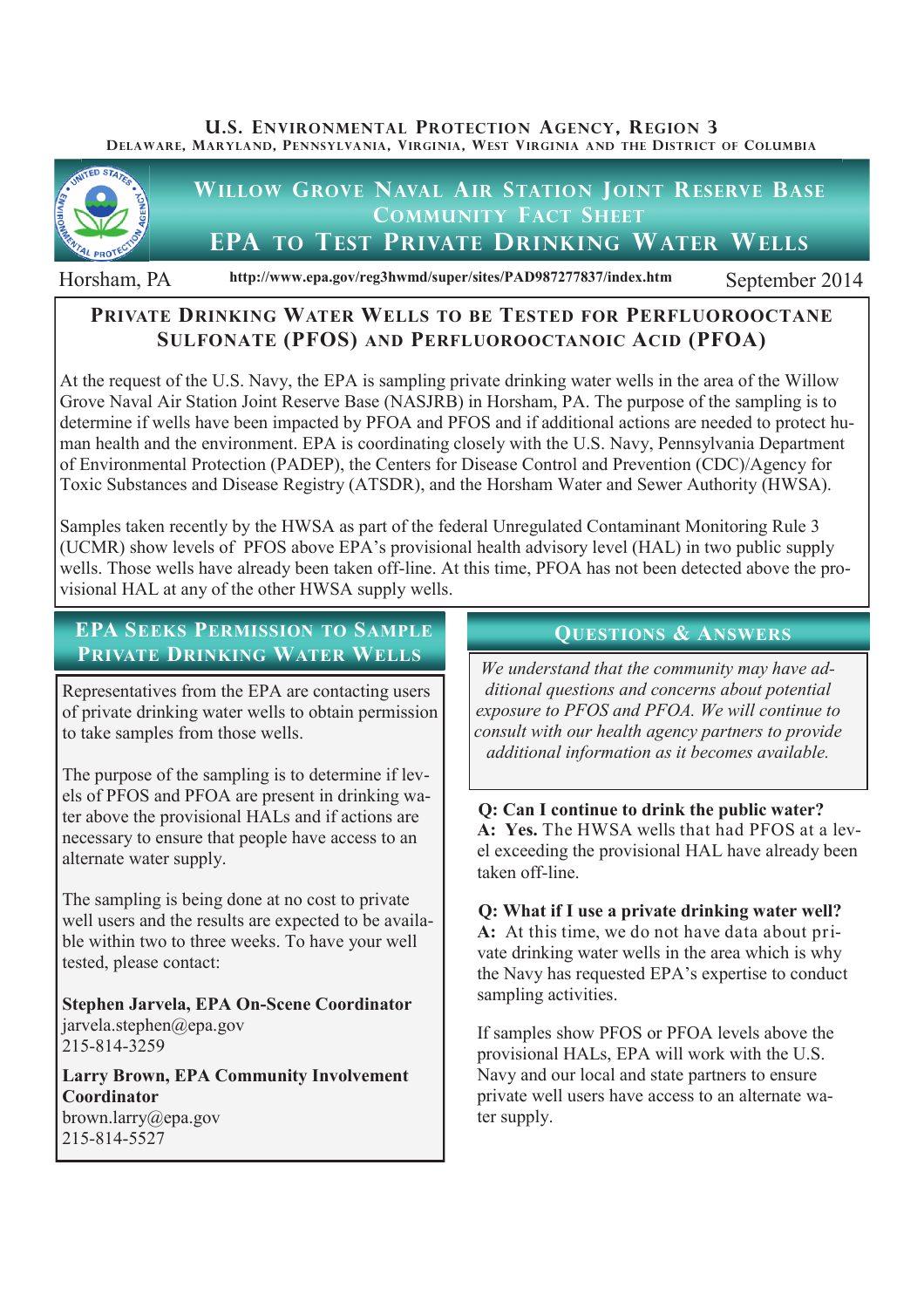**U.S. Environmental Protection Agency, Region 3**
Delaware, Maryland, Pennsylvania, Virginia, West Virginia and the District of Columbia

# Willow Grove Naval Air Station Joint Reserve Base
## Community Fact Sheet
# EPA to Test Private Drinking Water Wells

Horsham, PA | http://www.epa.gov/reg3hwmd/super/sites/PAD987277837/index.htm | September 2014

## Private Drinking Water Wells to be Tested for Perfluorooctane Sulfonate (PFOS) and Perfluorooctanoic Acid (PFOA)

At the request of the U.S. Navy, the EPA is sampling private drinking water wells in the area of the Willow Grove Naval Air Station Joint Reserve Base (NASJRB) in Horsham, PA. The purpose of the sampling is to determine if wells have been impacted by PFOA and PFOS and if additional actions are needed to protect human health and the environment. EPA is coordinating closely with the U.S. Navy, Pennsylvania Department of Environmental Protection (PADEP), the Centers for Disease Control and Prevention (CDC)/Agency for Toxic Substances and Disease Registry (ATSDR), and the Horsham Water and Sewer Authority (HWSA).

Samples taken recently by the HWSA as part of the federal Unregulated Contaminant Monitoring Rule 3 (UCMR) show levels of PFOS above EPA's provisional health advisory level (HAL) in two public supply wells. Those wells have already been taken off-line. At this time, PFOA has not been detected above the provisional HAL at any of the other HWSA supply wells.

## EPA Seeks Permission to Sample Private Drinking Water Wells

Representatives from the EPA are contacting users of private drinking water wells to obtain permission to take samples from those wells.

The purpose of the sampling is to determine if levels of PFOS and PFOA are present in drinking water above the provisional HALs and if actions are necessary to ensure that people have access to an alternate water supply.

The sampling is being done at no cost to private well users and the results are expected to be available within two to three weeks. To have your well tested, please contact:

**Stephen Jarvela, EPA On-Scene Coordinator**
jarvela.stephen@epa.gov
215-814-3259

**Larry Brown, EPA Community Involvement Coordinator**
brown.larry@epa.gov
215-814-5527

## Questions & Answers

*We understand that the community may have additional questions and concerns about potential exposure to PFOS and PFOA. We will continue to consult with our health agency partners to provide additional information as it becomes available.*

**Q: Can I continue to drink the public water?**
**A: Yes.** The HWSA wells that had PFOS at a level exceeding the provisional HAL have already been taken off-line.

**Q: What if I use a private drinking water well?**
**A:** At this time, we do not have data about private drinking water wells in the area which is why the Navy has requested EPA's expertise to conduct sampling activities.

If samples show PFOS or PFOA levels above the provisional HALs, EPA will work with the U.S. Navy and our local and state partners to ensure private well users have access to an alternate water supply.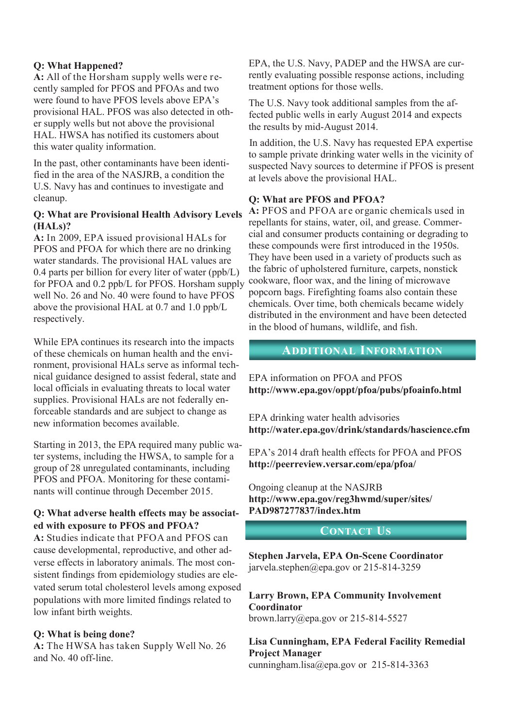**Q: What Happened?**
**A:** All of the Horsham supply wells were recently sampled for PFOS and PFOAs and two were found to have PFOS levels above EPA's provisional HAL. PFOS was also detected in other supply wells but not above the provisional HAL. HWSA has notified its customers about this water quality information.

In the past, other contaminants have been identified in the area of the NASJRB, a condition the U.S. Navy has and continues to investigate and cleanup.

**Q: What are Provisional Health Advisory Levels (HALs)?**
**A:** In 2009, EPA issued provisional HALs for PFOS and PFOA for which there are no drinking water standards. The provisional HAL values are 0.4 parts per billion for every liter of water (ppb/L) for PFOA and 0.2 ppb/L for PFOS. Horsham supply well No. 26 and No. 40 were found to have PFOS above the provisional HAL at 0.7 and 1.0 ppb/L respectively.

While EPA continues its research into the impacts of these chemicals on human health and the environment, provisional HALs serve as informal technical guidance designed to assist federal, state and local officials in evaluating threats to local water supplies. Provisional HALs are not federally enforceable standards and are subject to change as new information becomes available.

Starting in 2013, the EPA required many public water systems, including the HWSA, to sample for a group of 28 unregulated contaminants, including PFOS and PFOA. Monitoring for these contaminants will continue through December 2015.

**Q: What adverse health effects may be associated with exposure to PFOS and PFOA?**
**A:** Studies indicate that PFOA and PFOS can cause developmental, reproductive, and other adverse effects in laboratory animals. The most consistent findings from epidemiology studies are elevated serum total cholesterol levels among exposed populations with more limited findings related to low infant birth weights.

**Q: What is being done?**
**A:** The HWSA has taken Supply Well No. 26 and No. 40 off-line.

EPA, the U.S. Navy, PADEP and the HWSA are currently evaluating possible response actions, including treatment options for those wells.

The U.S. Navy took additional samples from the affected public wells in early August 2014 and expects the results by mid-August 2014.

In addition, the U.S. Navy has requested EPA expertise to sample private drinking water wells in the vicinity of suspected Navy sources to determine if PFOS is present at levels above the provisional HAL.

**Q: What are PFOS and PFOA?**
**A:** PFOS and PFOA are organic chemicals used in repellants for stains, water, oil, and grease. Commercial and consumer products containing or degrading to these compounds were first introduced in the 1950s. They have been used in a variety of products such as the fabric of upholstered furniture, carpets, nonstick cookware, floor wax, and the lining of microwave popcorn bags. Firefighting foams also contain these chemicals. Over time, both chemicals became widely distributed in the environment and have been detected in the blood of humans, wildlife, and fish.

## Additional Information

EPA information on PFOA and PFOS
**http://www.epa.gov/oppt/pfoa/pubs/pfoainfo.html**

EPA drinking water health advisories
**http://water.epa.gov/drink/standards/hascience.cfm**

EPA's 2014 draft health effects for PFOA and PFOS
**http://peerreview.versar.com/epa/pfoa/**

Ongoing cleanup at the NASJRB
**http://www.epa.gov/reg3hwmd/super/sites/PAD987277837/index.htm**

## Contact Us

**Stephen Jarvela, EPA On-Scene Coordinator**
jarvela.stephen@epa.gov or 215-814-3259

**Larry Brown, EPA Community Involvement Coordinator**
brown.larry@epa.gov or 215-814-5527

**Lisa Cunningham, EPA Federal Facility Remedial Project Manager**
cunningham.lisa@epa.gov or 215-814-3363